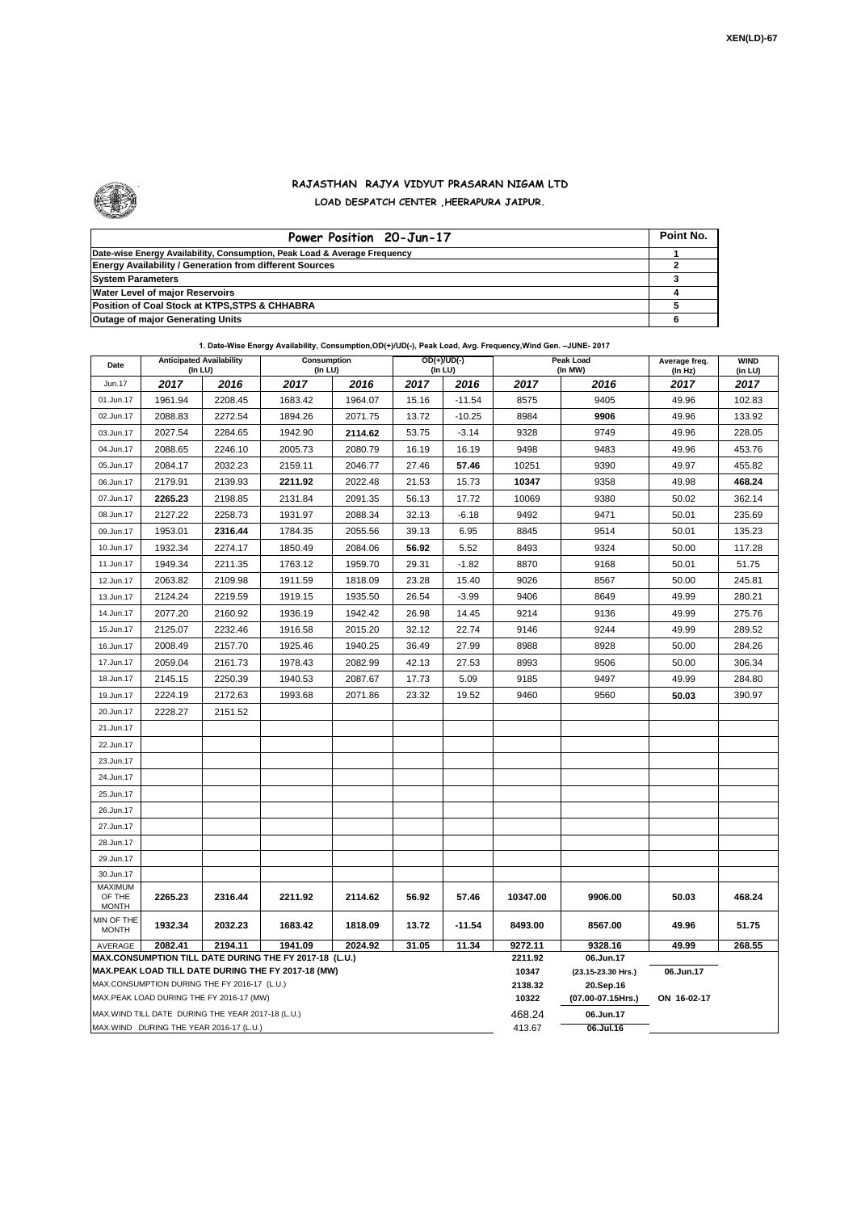XEN(LD)-67

## RAJASTHAN RAJYA VIDYUT PRASARAN NIGAM LTD
### LOAD DESPATCH CENTER ,HEERAPURA JAIPUR.

| Power Position 20-Jun-17 | Point No. |
|---|---|
| Date-wise Energy Availability, Consumption, Peak Load & Average Frequency | 1 |
| Energy Availability / Generation from different Sources | 2 |
| System Parameters | 3 |
| Water Level of major Reservoirs | 4 |
| Position of Coal Stock at KTPS,STPS & CHHABRA | 5 |
| Outage of major Generating Units | 6 |

**1. Date-Wise Energy Availability, Consumption,OD(+)/UD(-), Peak Load, Avg. Frequency,Wind Gen. –JUNE- 2017**

| Date | Anticipated Availability (In LU) | | Consumption (In LU) | | OD(+)/UD(-) (In LU) | | Peak Load (In MW) | | Average freq. (In Hz) | WIND (in LU) |
|---|---|---|---|---|---|---|---|---|---|---|
| Jun.17 | 2017 | 2016 | 2017 | 2016 | 2017 | 2016 | 2017 | 2016 | 2017 | 2017 |
| 01.Jun.17 | 1961.94 | 2208.45 | 1683.42 | 1964.07 | 15.16 | -11.54 | 8575 | 9405 | 49.96 | 102.83 |
| 02.Jun.17 | 2088.83 | 2272.54 | 1894.26 | 2071.75 | 13.72 | -10.25 | 8984 | **9906** | 49.96 | 133.92 |
| 03.Jun.17 | 2027.54 | 2284.65 | 1942.90 | **2114.62** | 53.75 | -3.14 | 9328 | 9749 | 49.96 | 228.05 |
| 04.Jun.17 | 2088.65 | 2246.10 | 2005.73 | 2080.79 | 16.19 | 16.19 | 9498 | 9483 | 49.96 | 453.76 |
| 05.Jun.17 | 2084.17 | 2032.23 | 2159.11 | 2046.77 | 27.46 | **57.46** | 10251 | 9390 | 49.97 | 455.82 |
| 06.Jun.17 | 2179.91 | 2139.93 | **2211.92** | 2022.48 | 21.53 | 15.73 | **10347** | 9358 | 49.98 | **468.24** |
| 07.Jun.17 | **2265.23** | 2198.85 | 2131.84 | 2091.35 | 56.13 | 17.72 | 10069 | 9380 | 50.02 | 362.14 |
| 08.Jun.17 | 2127.22 | 2258.73 | 1931.97 | 2088.34 | 32.13 | -6.18 | 9492 | 9471 | 50.01 | 235.69 |
| 09.Jun.17 | 1953.01 | **2316.44** | 1784.35 | 2055.56 | 39.13 | 6.95 | 8845 | 9514 | 50.01 | 135.23 |
| 10.Jun.17 | 1932.34 | 2274.17 | 1850.49 | 2084.06 | **56.92** | 5.52 | 8493 | 9324 | 50.00 | 117.28 |
| 11.Jun.17 | 1949.34 | 2211.35 | 1763.12 | 1959.70 | 29.31 | -1.82 | 8870 | 9168 | 50.01 | 51.75 |
| 12.Jun.17 | 2063.82 | 2109.98 | 1911.59 | 1818.09 | 23.28 | 15.40 | 9026 | 8567 | 50.00 | 245.81 |
| 13.Jun.17 | 2124.24 | 2219.59 | 1919.15 | 1935.50 | 26.54 | -3.99 | 9406 | 8649 | 49.99 | 280.21 |
| 14.Jun.17 | 2077.20 | 2160.92 | 1936.19 | 1942.42 | 26.98 | 14.45 | 9214 | 9136 | 49.99 | 275.76 |
| 15.Jun.17 | 2125.07 | 2232.46 | 1916.58 | 2015.20 | 32.12 | 22.74 | 9146 | 9244 | 49.99 | 289.52 |
| 16.Jun.17 | 2008.49 | 2157.70 | 1925.46 | 1940.25 | 36.49 | 27.99 | 8988 | 8928 | 50.00 | 284.26 |
| 17.Jun.17 | 2059.04 | 2161.73 | 1978.43 | 2082.99 | 42.13 | 27.53 | 8993 | 9506 | 50.00 | 306.34 |
| 18.Jun.17 | 2145.15 | 2250.39 | 1940.53 | 2087.67 | 17.73 | 5.09 | 9185 | 9497 | 49.99 | 284.80 |
| 19.Jun.17 | 2224.19 | 2172.63 | 1993.68 | 2071.86 | 23.32 | 19.52 | 9460 | 9560 | **50.03** | 390.97 |
| 20.Jun.17 | 2228.27 | 2151.52 | | | | | | | | |
| 21.Jun.17 | | | | | | | | | | |
| 22.Jun.17 | | | | | | | | | | |
| 23.Jun.17 | | | | | | | | | | |
| 24.Jun.17 | | | | | | | | | | |
| 25.Jun.17 | | | | | | | | | | |
| 26.Jun.17 | | | | | | | | | | |
| 27.Jun.17 | | | | | | | | | | |
| 28.Jun.17 | | | | | | | | | | |
| 29.Jun.17 | | | | | | | | | | |
| 30.Jun.17 | | | | | | | | | | |
| MAXIMUM OF THE MONTH | **2265.23** | **2316.44** | **2211.92** | **2114.62** | **56.92** | **57.46** | **10347.00** | **9906.00** | **50.03** | **468.24** |
| MIN OF THE MONTH | **1932.34** | **2032.23** | **1683.42** | **1818.09** | **13.72** | **-11.54** | **8493.00** | **8567.00** | **49.96** | **51.75** |
| AVERAGE | **2082.41** | **2194.11** | **1941.09** | **2024.92** | **31.05** | **11.34** | **9272.11** | **9328.16** | **49.99** | **268.55** |
| **MAX.CONSUMPTION TILL DATE DURING THE FY 2017-18 (L.U.)** | | | | | | | 2211.92 | 06.Jun.17 | | |
| **MAX.PEAK LOAD TILL DATE DURING THE FY 2017-18 (MW)** | | | | | | | 10347 | (23.15-23.30 Hrs.) | 06.Jun.17 | |
| MAX.CONSUMPTION DURING THE FY 2016-17 (L.U.) | | | | | | | 2138.32 | 20.Sep.16 | | |
| MAX.PEAK LOAD DURING THE FY 2016-17 (MW) | | | | | | | 10322 | (07.00-07.15Hrs.) | ON 16-02-17 | |
| MAX.WIND TILL DATE DURING THE YEAR 2017-18 (L.U.) | | | | | | | 468.24 | 06.Jun.17 | | |
| MAX.WIND DURING THE YEAR 2016-17 (L.U.) | | | | | | | 413.67 | 06.Jul.16 | | |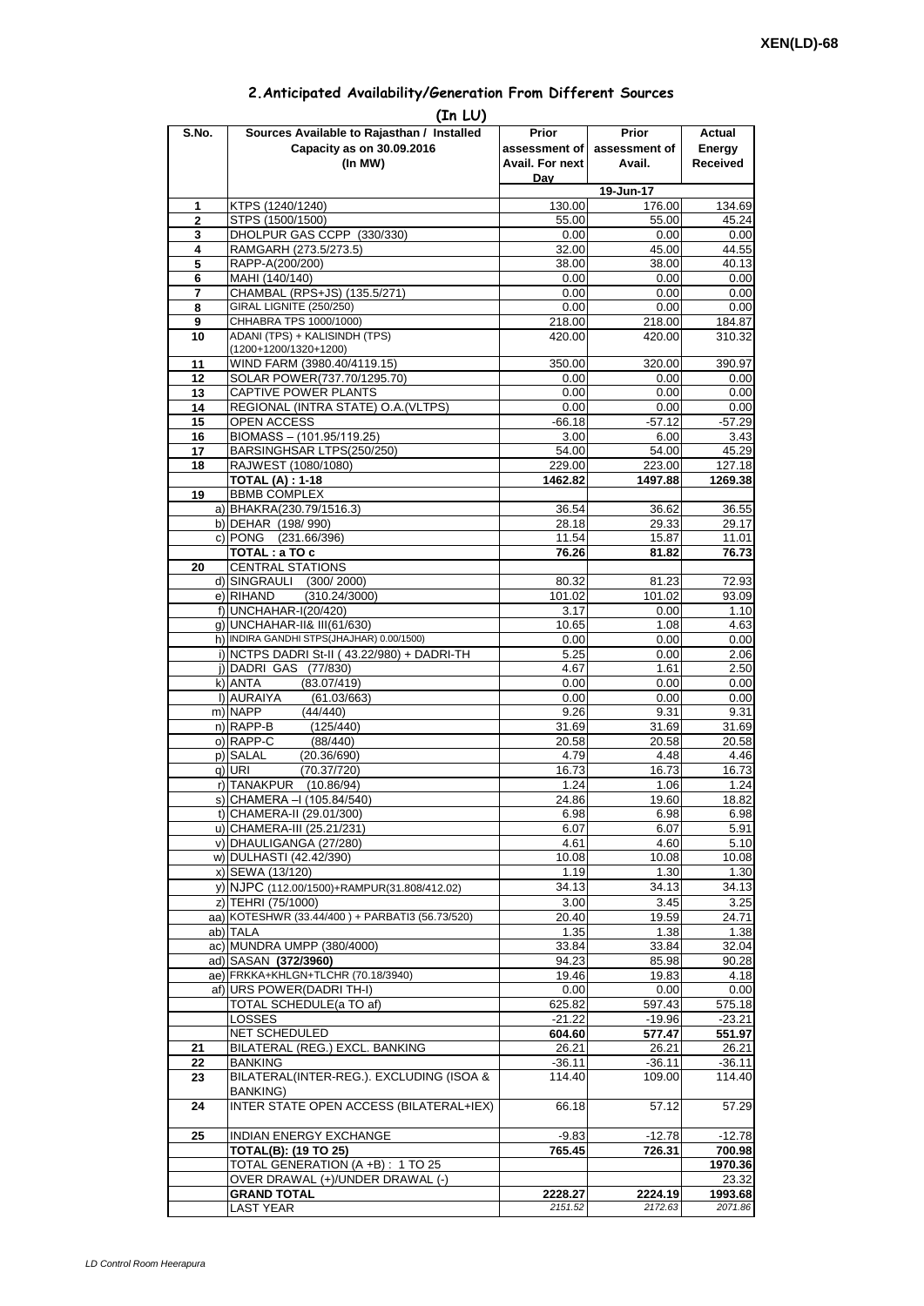XEN(LD)-68

## 2.Anticipated Availability/Generation From Different Sources

(In LU)

| S.No. | Sources Available to Rajasthan / Installed Capacity as on 30.09.2016 (In MW) | Prior assessment of Avail. For next Day | Prior assessment of Avail. | Actual Energy Received |
|---|---|---|---|---|
| | | | 19-Jun-17 | |
| 1 | KTPS (1240/1240) | 130.00 | 176.00 | 134.69 |
| 2 | STPS (1500/1500) | 55.00 | 55.00 | 45.24 |
| 3 | DHOLPUR GAS CCPP (330/330) | 0.00 | 0.00 | 0.00 |
| 4 | RAMGARH (273.5/273.5) | 32.00 | 45.00 | 44.55 |
| 5 | RAPP-A(200/200) | 38.00 | 38.00 | 40.13 |
| 6 | MAHI (140/140) | 0.00 | 0.00 | 0.00 |
| 7 | CHAMBAL (RPS+JS) (135.5/271) | 0.00 | 0.00 | 0.00 |
| 8 | GIRAL LIGNITE (250/250) | 0.00 | 0.00 | 0.00 |
| 9 | CHHABRA TPS 1000/1000) | 218.00 | 218.00 | 184.87 |
| 10 | ADANI (TPS) + KALISINDH (TPS) (1200+1200/1320+1200) | 420.00 | 420.00 | 310.32 |
| 11 | WIND FARM (3980.40/4119.15) | 350.00 | 320.00 | 390.97 |
| 12 | SOLAR POWER(737.70/1295.70) | 0.00 | 0.00 | 0.00 |
| 13 | CAPTIVE POWER PLANTS | 0.00 | 0.00 | 0.00 |
| 14 | REGIONAL (INTRA STATE) O.A.(VLTPS) | 0.00 | 0.00 | 0.00 |
| 15 | OPEN ACCESS | -66.18 | -57.12 | -57.29 |
| 16 | BIOMASS – (101.95/119.25) | 3.00 | 6.00 | 3.43 |
| 17 | BARSINGHSAR LTPS(250/250) | 54.00 | 54.00 | 45.29 |
| 18 | RAJWEST (1080/1080) | 229.00 | 223.00 | 127.18 |
| | **TOTAL (A) : 1-18** | **1462.82** | **1497.88** | **1269.38** |
| 19 | BBMB COMPLEX | | | |
| | a) BHAKRA(230.79/1516.3) | 36.54 | 36.62 | 36.55 |
| | b) DEHAR (198/ 990) | 28.18 | 29.33 | 29.17 |
| | c) PONG (231.66/396) | 11.54 | 15.87 | 11.01 |
| | **TOTAL : a TO c** | **76.26** | **81.82** | **76.73** |
| 20 | CENTRAL STATIONS | | | |
| | d) SINGRAULI (300/ 2000) | 80.32 | 81.23 | 72.93 |
| | e) RIHAND (310.24/3000) | 101.02 | 101.02 | 93.09 |
| | f) UNCHAHAR-I(20/420) | 3.17 | 0.00 | 1.10 |
| | g) UNCHAHAR-II& III(61/630) | 10.65 | 1.08 | 4.63 |
| | h) INDIRA GANDHI STPS(JHAJHAR) 0.00/1500) | 0.00 | 0.00 | 0.00 |
| | i) NCTPS DADRI St-II ( 43.22/980) + DADRI-TH | 5.25 | 0.00 | 2.06 |
| | j) DADRI GAS (77/830) | 4.67 | 1.61 | 2.50 |
| | k) ANTA (83.07/419) | 0.00 | 0.00 | 0.00 |
| | l) AURAIYA (61.03/663) | 0.00 | 0.00 | 0.00 |
| | m) NAPP (44/440) | 9.26 | 9.31 | 9.31 |
| | n) RAPP-B (125/440) | 31.69 | 31.69 | 31.69 |
| | o) RAPP-C (88/440) | 20.58 | 20.58 | 20.58 |
| | p) SALAL (20.36/690) | 4.79 | 4.48 | 4.46 |
| | q) URI (70.37/720) | 16.73 | 16.73 | 16.73 |
| | r) TANAKPUR (10.86/94) | 1.24 | 1.06 | 1.24 |
| | s) CHAMERA –I (105.84/540) | 24.86 | 19.60 | 18.82 |
| | t) CHAMERA-II (29.01/300) | 6.98 | 6.98 | 6.98 |
| | u) CHAMERA-III (25.21/231) | 6.07 | 6.07 | 5.91 |
| | v) DHAULIGANGA (27/280) | 4.61 | 4.60 | 5.10 |
| | w) DULHASTI (42.42/390) | 10.08 | 10.08 | 10.08 |
| | x) SEWA (13/120) | 1.19 | 1.30 | 1.30 |
| | y) NJPC (112.00/1500)+RAMPUR(31.808/412.02) | 34.13 | 34.13 | 34.13 |
| | z) TEHRI (75/1000) | 3.00 | 3.45 | 3.25 |
| | aa) KOTESHWR (33.44/400 ) + PARBATI3 (56.73/520) | 20.40 | 19.59 | 24.71 |
| | ab) TALA | 1.35 | 1.38 | 1.38 |
| | ac) MUNDRA UMPP (380/4000) | 33.84 | 33.84 | 32.04 |
| | ad) SASAN **(372/3960)** | 94.23 | 85.98 | 90.28 |
| | ae) FRKKA+KHLGN+TLCHR (70.18/3940) | 19.46 | 19.83 | 4.18 |
| | af) URS POWER(DADRI TH-I) | 0.00 | 0.00 | 0.00 |
| | TOTAL SCHEDULE(a TO af) | 625.82 | 597.43 | 575.18 |
| | LOSSES | -21.22 | -19.96 | -23.21 |
| | NET SCHEDULED | **604.60** | **577.47** | **551.97** |
| 21 | BILATERAL (REG.) EXCL. BANKING | 26.21 | 26.21 | 26.21 |
| 22 | BANKING | -36.11 | -36.11 | -36.11 |
| 23 | BILATERAL(INTER-REG.). EXCLUDING (ISOA & BANKING) | 114.40 | 109.00 | 114.40 |
| 24 | INTER STATE OPEN ACCESS (BILATERAL+IEX) | 66.18 | 57.12 | 57.29 |
| 25 | INDIAN ENERGY EXCHANGE | -9.83 | -12.78 | -12.78 |
| | **TOTAL(B): (19 TO 25)** | **765.45** | **726.31** | **700.98** |
| | TOTAL GENERATION (A +B) : 1 TO 25 | | | **1970.36** |
| | OVER DRAWAL (+)/UNDER DRAWAL (-) | | | 23.32 |
| | **GRAND TOTAL** | **2228.27** | **2224.19** | **1993.68** |
| | LAST YEAR | *2151.52* | *2172.63* | *2071.86* |

*LD Control Room Heerapura*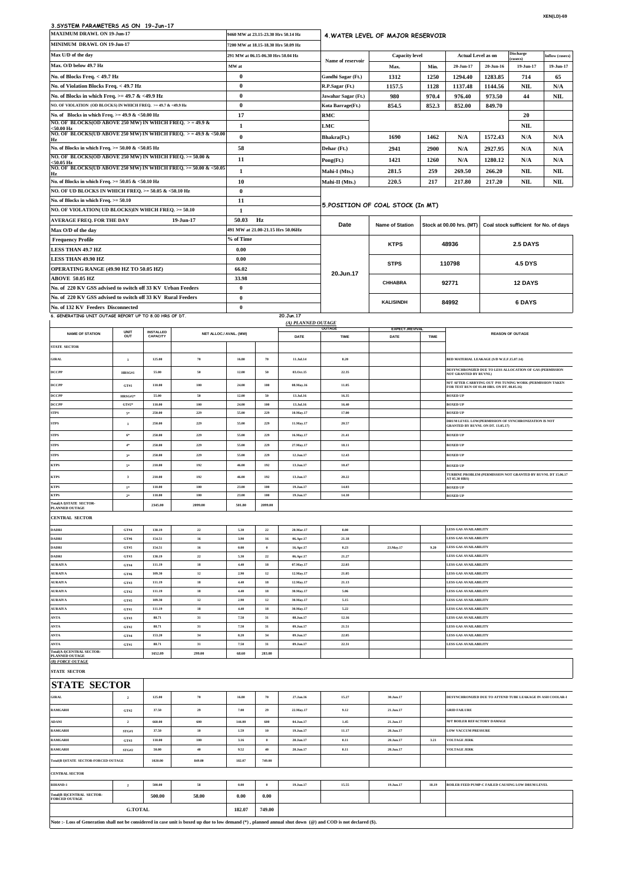XEN(LD)-69

## 3.SYSTEM PARAMETERS AS ON 19-Jun-17

| | |
|---|---|
| MAXIMUM DRAWL ON 19-Jun-17 | 9460 MW at 23.15-23.30 Hrs 50.14 Hz |
| MINIMUM DRAWL ON 19-Jun-17 | 7200 MW at 18.15-18.30 Hrs 50.09 Hz |
| Max U/D of the day | 291 MW at 06.15-06.30 Hrs 50.04 Hz |
| Max. O/D below 49.7 Hz | MW at |
| No. of Blocks Freq. < 49.7 Hz | 0 |
| No. of Violation Blocks Freq. < 49.7 Hz | 0 |
| No. of Blocks in which Freq. >= 49.7 & <49.9 Hz | 0 |
| NO. OF VIOLATION (OD BLOCKS) IN WHICH FREQ. >= 49.7 & <49.9 Hz | 0 |
| No. of Blocks in which Freq. >= 49.9 & <50.00 Hz | 17 |
| NO. OF BLOCKS(OD ABOVE 250 MW) IN WHICH FREQ. >= 49.9 & <50.00 Hz | 1 |
| NO. OF BLOCKS(UD ABOVE 250 MW) IN WHICH FREQ. >= 49.9 & <50.00 Hz | 0 |
| No. of Blocks in which Freq. >= 50.00 & <50.05 Hz | 58 |
| NO. OF BLOCKS(OD ABOVE 250 MW) IN WHICH FREQ. >= 50.00 & <50.05 Hz | 11 |
| NO. OF BLOCKS(UD ABOVE 250 MW) IN WHICH FREQ. >= 50.00 & <50.05 Hz | 1 |
| No. of Blocks in which Freq. >= 50.05 & <50.10 Hz | 10 |
| NO. OF UD BLOCKS IN WHICH FREQ. >= 50.05 & <50.10 Hz | 0 |
| No. of Blocks in which Freq. >= 50.10 | 11 |
| NO. OF VIOLATION( UD BLOCKS)IN WHICH FREQ. >= 50.10 | 1 |
| AVERAGE FREQ. FOR THE DAY 19-Jun-17 | 50.03 Hz |
| Max O/D of the day | 491 MW at 21.00-21.15 Hrs 50.06Hz |
| Frequency Profile | % of Time |
| LESS THAN 49.7 HZ | 0.00 |
| LESS THAN 49.90 HZ | 0.00 |
| OPERATING RANGE (49.90 HZ TO 50.05 HZ) | 66.02 |
| ABOVE 50.05 HZ | 33.98 |
| No. of 220 KV GSS advised to switch off 33 KV Urban Feeders | 0 |
| No. of 220 KV GSS advised to switch off 33 KV Rural Feeders | 0 |
| No. of 132 KV Feeders Disconnected | 0 |

## 4.WATER LEVEL OF MAJOR RESERVOIR

| Name of reservoir | Capacity level | | Actual Level as on | | Discharge (cusecs) | Inflow (cusecs) |
|---|---|---|---|---|---|---|
| | Max. | Min. | 20-Jun-17 | 20-Jun-16 | 19-Jun-17 | 19-Jun-17 |
| Gandhi Sagar (Ft.) | 1312 | 1250 | 1294.40 | 1283.85 | 714 | 65 |
| R.P.Sagar (Ft.) | 1157.5 | 1128 | 1137.48 | 1144.56 | NIL | N/A |
| Jawahar Sagar (Ft.) | 980 | 970.4 | 976.40 | 973.50 | 44 | NIL |
| Kota Barrage(Ft.) | 854.5 | 852.3 | 852.00 | 849.70 | | |
| RMC | | | | | 20 | |
| LMC | | | | | NIL | |
| Bhakra(Ft.) | 1690 | 1462 | N/A | 1572.43 | N/A | N/A |
| Dehar (Ft.) | 2941 | 2900 | N/A | 2927.95 | N/A | N/A |
| Pong(Ft.) | 1421 | 1260 | N/A | 1280.12 | N/A | N/A |
| Mahi-I (Mts.) | 281.5 | 259 | 269.50 | 266.20 | NIL | NIL |
| Mahi-II (Mts.) | 220.5 | 217 | 217.80 | 217.20 | NIL | NIL |

## 5.POSITION OF COAL STOCK (In MT)

| Date | Name of Station | Stock at 00.00 hrs. (MT) | Coal stock sufficient for No. of days |
|---|---|---|---|
| 20.Jun.17 | KTPS | 48936 | 2.5 DAYS |
| | STPS | 110798 | 4.5 DYS |
| | CHHABRA | 92771 | 12 DAYS |
| | KALISINDH | 84992 | 6 DAYS |

## 6. GENERATING UNIT OUTAGE REPORT UP TO 8.00 HRS OF DT. 20.Jun.17

### (A) PLANNED OUTAGE

| NAME OF STATION | UNIT OUT | INSTALLED CAPACITY | NET ALLOC./ AVAIL. (MW) | | | OUTAGE DATE | OUTAGE TIME | EXPECT./REVIVAL DATE | EXPECT./REVIVAL TIME | REASON OF OUTAGE |
|---|---|---|---|---|---|---|---|---|---|---|
| **STATE SECTOR** | | | | | | | | | | |
| GIRAL | 1 | 125.00 | 70 | 16.80 | 70 | 11.Jul.14 | 8.20 | | | BED MATERIAL LEAKAGE (S/D W.E.F.15.07.14) |
| DCCPP | HRSG#1 | 55.00 | 50 | 12.00 | 50 | 03.Oct.15 | 22.35 | | | DESYNCHRONIZED DUE TO LESS ALLOCATION OF GAS (PERMISSION NOT GRANTED BY RUVNL) |
| DCCPP | GT#1 | 110.00 | 100 | 24.00 | 100 | 08.May.16 | 11.05 | | | M/T AFTER CARRYING OUT PSS TUNING WORK (PERMISSION TAKEN FOR TEST RUN OF 01.00 HRS. ON DT. 08.05.16) |
| DCCPP | HRSG#2* | 55.00 | 50 | 12.00 | 50 | 13.Jul.16 | 16.35 | | | BOXED UP |
| DCCPP | GT#2* | 110.00 | 100 | 24.00 | 100 | 13.Jul.16 | 16.40 | | | BOXED UP |
| STPS | 5* | 250.00 | 229 | 55.00 | 229 | 10.May.17 | 17.00 | | | BOXED UP |
| STPS | 1 | 250.00 | 229 | 55.00 | 229 | 11.May.17 | 20.57 | | | DRUM LEVEL LOW(PERMISSION OF SYNCHRONIZATION IS NOT GRANTED BY RUVNL ON DT. 13.05.17) |
| STPS | 6* | 250.00 | 229 | 55.00 | 229 | 16.May.17 | 21.41 | | | BOXED UP |
| STPS | 4* | 250.00 | 229 | 55.00 | 229 | 27.May.17 | 18.11 | | | BOXED UP |
| STPS | 3* | 250.00 | 229 | 55.00 | 229 | 12.Jun.17 | 12.43 | | | BOXED UP |
| KTPS | 5* | 210.00 | 192 | 46.00 | 192 | 13.Jun.17 | 10.47 | | | BOXED UP |
| KTPS | 3 | 210.00 | 192 | 46.00 | 192 | 13.Jun.17 | 20.22 | | | TURBINE PROBLEM (PERMISSION NOT GRANTED BY RUVNL DT 15.06.17 AT 05.30 HRS) |
| KTPS | 1* | 110.00 | 100 | 23.00 | 100 | 19.Jun.17 | 14.03 | | | BOXED UP |
| KTPS | 2* | 110.00 | 100 | 23.00 | 100 | 19.Jun.17 | 14.10 | | | BOXED UP |
| Total(A I)STATE SECTOR-PLANNED OUTAGE | | 2345.00 | 2099.00 | 501.80 | 2099.00 | | | | | |
| **CENTRAL SECTOR** | | | | | | | | | | |
| DADRI | GT#4 | 130.19 | 22 | 5.30 | 22 | 20.Mar.17 | 8.00 | | | LESS GAS AVAILABILITY |
| DADRI | GT#6 | 154.51 | 16 | 3.90 | 16 | 06.Apr.17 | 21.18 | | | LESS GAS AVAILABILITY |
| DADRI | GT#5 | 154.51 | 16 | 0.00 | 0 | 16.Apr.17 | 0.23 | 23.May.17 | 9.20 | LESS GAS AVAILABILITY |
| DADRI | GT#3 | 130.19 | 22 | 5.30 | 22 | 06.Apr.17 | 21.27 | | | LESS GAS AVAILABILITY |
| AURAIYA | GT#4 | 111.19 | 18 | 4.40 | 18 | 07.May.17 | 22.03 | | | LESS GAS AVAILABILITY |
| AURAIYA | GT#6 | 109.30 | 12 | 2.90 | 12 | 12.May.17 | 21.05 | | | LESS GAS AVAILABILITY |
| AURAIYA | GT#3 | 111.19 | 18 | 4.40 | 18 | 12.May.17 | 21.13 | | | LESS GAS AVAILABILITY |
| AURAIYA | GT#2 | 111.19 | 18 | 4.40 | 18 | 30.May.17 | 5.06 | | | LESS GAS AVAILABILITY |
| AURAIYA | GT#5 | 109.30 | 12 | 2.90 | 12 | 30.May.17 | 5.15 | | | LESS GAS AVAILABILITY |
| AURAIYA | GT#1 | 111.19 | 18 | 4.40 | 18 | 30.May.17 | 5.22 | | | LESS GAS AVAILABILITY |
| ANTA | GT#3 | 88.71 | 31 | 7.50 | 31 | 08.Jun.17 | 12.16 | | | LESS GAS AVAILABILITY |
| ANTA | GT#2 | 88.71 | 31 | 7.50 | 31 | 09.Jun.17 | 21.51 | | | LESS GAS AVAILABILITY |
| ANTA | GT#4 | 153.20 | 34 | 8.20 | 34 | 09.Jun.17 | 22.05 | | | LESS GAS AVAILABILITY |
| ANTA | GT#1 | 88.71 | 31 | 7.50 | 31 | 09.Jun.17 | 22.31 | | | LESS GAS AVAILABILITY |
| Total(A-I)CENTRAL SECTOR-PLANNED OUTAGE | | 1652.09 | 299.00 | 68.60 | 283.00 | | | | | |

### (B) FORCE OUTAGE

| NAME OF STATION | UNIT OUT | INSTALLED CAPACITY | NET ALLOC./ AVAIL. (MW) | | | OUTAGE DATE | OUTAGE TIME | EXPECT./REVIVAL DATE | EXPECT./REVIVAL TIME | REASON OF OUTAGE |
|---|---|---|---|---|---|---|---|---|---|---|
| **STATE SECTOR** | | | | | | | | | | |
| GIRAL | 2 | 125.00 | 70 | 16.80 | 70 | 27.Jan.16 | 15.27 | 30.Jun.17 | | DESYNCHRONIZED DUE TO ATTEND TUBE LEAKAGE IN ASH COOLAR-I |
| RAMGARH | GT#2 | 37.50 | 29 | 7.00 | 29 | 22.May.17 | 9.12 | 21.Jun.17 | | GRID FAILURE |
| ADANI | 2 | 660.00 | 600 | 144.00 | 600 | 04.Jun.17 | 1.45 | 21.Jun.17 | | M/T BOILER REFACTORY DAMAGE |
| RAMGARH | STG#1 | 37.50 | 10 | 1.59 | 10 | 19.Jun.17 | 11.17 | 20.Jun.17 | | LOW VACCUM PRESSURE |
| RAMGARH | GT#3 | 110.00 | 100 | 3.16 | 0 | 20.Jun.17 | 0.11 | 20.Jun.17 | 3.21 | VOLTAGE JERK |
| RAMGARH | STG#2 | 50.00 | 40 | 9.52 | 40 | 20.Jun.17 | 0.11 | 20.Jun.17 | | VOLTAGE JERK |
| Total(B I)STATE SECTOR-FORCED OUTAGE | | 1020.00 | 849.00 | 182.07 | 749.00 | | | | | |
| **CENTRAL SECTOR** | | | | | | | | | | |
| RIHAND-1 | 2 | 500.00 | 58 | 0.00 | 0 | 19.Jun.17 | 15.55 | 19.Jun.17 | 18.19 | BOILER FEED PUMP-C FAILED CAUSING LOW DRUM LEVEL |
| Total(B II)CENTRAL SECTOR-FORCED OUTAGE | | 500.00 | 58.00 | 0.00 | 0.00 | | | | | |
| G.TOTAL | | | | 182.07 | 749.00 | | | | | |

Note :- Loss of Generation shall not be considered in case unit is boxed up due to low demand (*) , planned annual shut down (@) and COD is not declared ($).